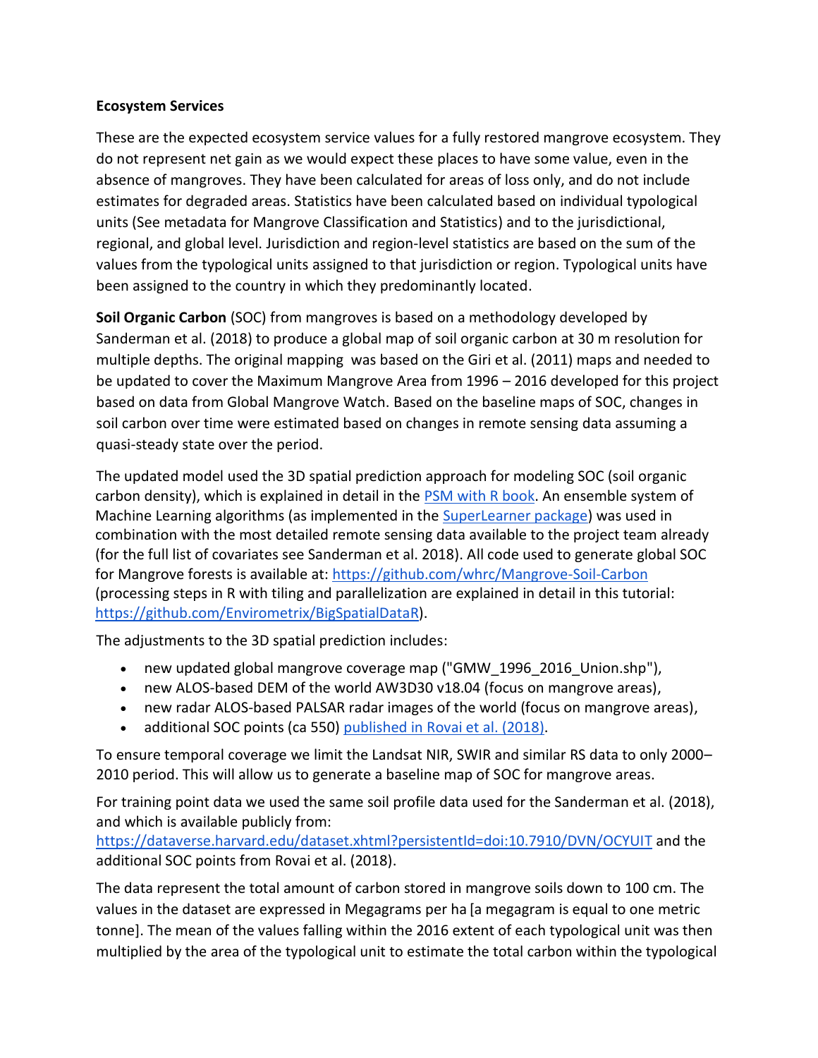**Ecosystem Services**

These are the expected ecosystem service values for a fully restored mangrove ecosystem. They do not represent net gain as we would expect these places to have some value, even in the absence of mangroves. They have been calculated for areas of loss only, and do not include estimates for degraded areas. Statistics have been calculated based on individual typological units (See metadata for Mangrove Classification and Statistics) and to the jurisdictional, regional, and global level. Jurisdiction and region-level statistics are based on the sum of the values from the typological units assigned to that jurisdiction or region. Typological units have been assigned to the country in which they predominantly located.

**Soil Organic Carbon** (SOC) from mangroves is based on a methodology developed by Sanderman et al. (2018) to produce a global map of soil organic carbon at 30 m resolution for multiple depths. The original mapping was based on the Giri et al. (2011) maps and needed to be updated to cover the Maximum Mangrove Area from 1996 – 2016 developed for this project based on data from Global Mangrove Watch. Based on the baseline maps of SOC, changes in soil carbon over time were estimated based on changes in remote sensing data assuming a quasi-steady state over the period.

The updated model used the 3D spatial prediction approach for modeling SOC (soil organic carbon density), which is explained in detail in the PSM with R book. An ensemble system of Machine Learning algorithms (as implemented in the SuperLearner package) was used in combination with the most detailed remote sensing data available to the project team already (for the full list of covariates see Sanderman et al. 2018). All code used to generate global SOC for Mangrove forests is available at: https://github.com/whrc/Mangrove-Soil-Carbon (processing steps in R with tiling and parallelization are explained in detail in this tutorial: https://github.com/Envirometrix/BigSpatialDataR).

The adjustments to the 3D spatial prediction includes:

- new updated global mangrove coverage map ("GMW_1996_2016_Union.shp"),
- new ALOS-based DEM of the world AW3D30 v18.04 (focus on mangrove areas),
- new radar ALOS-based PALSAR radar images of the world (focus on mangrove areas),
- additional SOC points (ca 550) published in Rovai et al. (2018).

To ensure temporal coverage we limit the Landsat NIR, SWIR and similar RS data to only 2000–2010 period. This will allow us to generate a baseline map of SOC for mangrove areas.

For training point data we used the same soil profile data used for the Sanderman et al. (2018), and which is available publicly from: https://dataverse.harvard.edu/dataset.xhtml?persistentId=doi:10.7910/DVN/OCYUIT and the additional SOC points from Rovai et al. (2018).

The data represent the total amount of carbon stored in mangrove soils down to 100 cm. The values in the dataset are expressed in Megagrams per ha [a megagram is equal to one metric tonne]. The mean of the values falling within the 2016 extent of each typological unit was then multiplied by the area of the typological unit to estimate the total carbon within the typological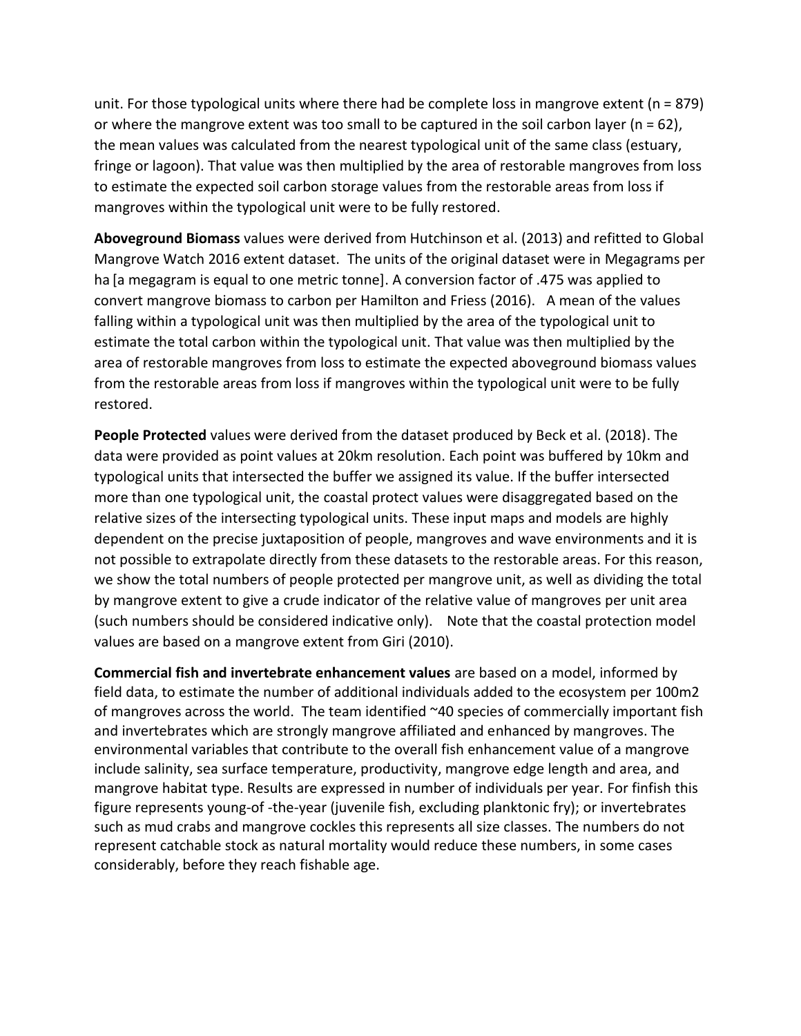unit. For those typological units where there had be complete loss in mangrove extent (n = 879) or where the mangrove extent was too small to be captured in the soil carbon layer (n = 62), the mean values was calculated from the nearest typological unit of the same class (estuary, fringe or lagoon). That value was then multiplied by the area of restorable mangroves from loss to estimate the expected soil carbon storage values from the restorable areas from loss if mangroves within the typological unit were to be fully restored.

**Aboveground Biomass** values were derived from Hutchinson et al. (2013) and refitted to Global Mangrove Watch 2016 extent dataset. The units of the original dataset were in Megagrams per ha [a megagram is equal to one metric tonne]. A conversion factor of .475 was applied to convert mangrove biomass to carbon per Hamilton and Friess (2016). A mean of the values falling within a typological unit was then multiplied by the area of the typological unit to estimate the total carbon within the typological unit. That value was then multiplied by the area of restorable mangroves from loss to estimate the expected aboveground biomass values from the restorable areas from loss if mangroves within the typological unit were to be fully restored.

**People Protected** values were derived from the dataset produced by Beck et al. (2018). The data were provided as point values at 20km resolution. Each point was buffered by 10km and typological units that intersected the buffer we assigned its value. If the buffer intersected more than one typological unit, the coastal protect values were disaggregated based on the relative sizes of the intersecting typological units. These input maps and models are highly dependent on the precise juxtaposition of people, mangroves and wave environments and it is not possible to extrapolate directly from these datasets to the restorable areas. For this reason, we show the total numbers of people protected per mangrove unit, as well as dividing the total by mangrove extent to give a crude indicator of the relative value of mangroves per unit area (such numbers should be considered indicative only). Note that the coastal protection model values are based on a mangrove extent from Giri (2010).

**Commercial fish and invertebrate enhancement values** are based on a model, informed by field data, to estimate the number of additional individuals added to the ecosystem per 100m2 of mangroves across the world. The team identified ~40 species of commercially important fish and invertebrates which are strongly mangrove affiliated and enhanced by mangroves. The environmental variables that contribute to the overall fish enhancement value of a mangrove include salinity, sea surface temperature, productivity, mangrove edge length and area, and mangrove habitat type. Results are expressed in number of individuals per year. For finfish this figure represents young-of -the-year (juvenile fish, excluding planktonic fry); or invertebrates such as mud crabs and mangrove cockles this represents all size classes. The numbers do not represent catchable stock as natural mortality would reduce these numbers, in some cases considerably, before they reach fishable age.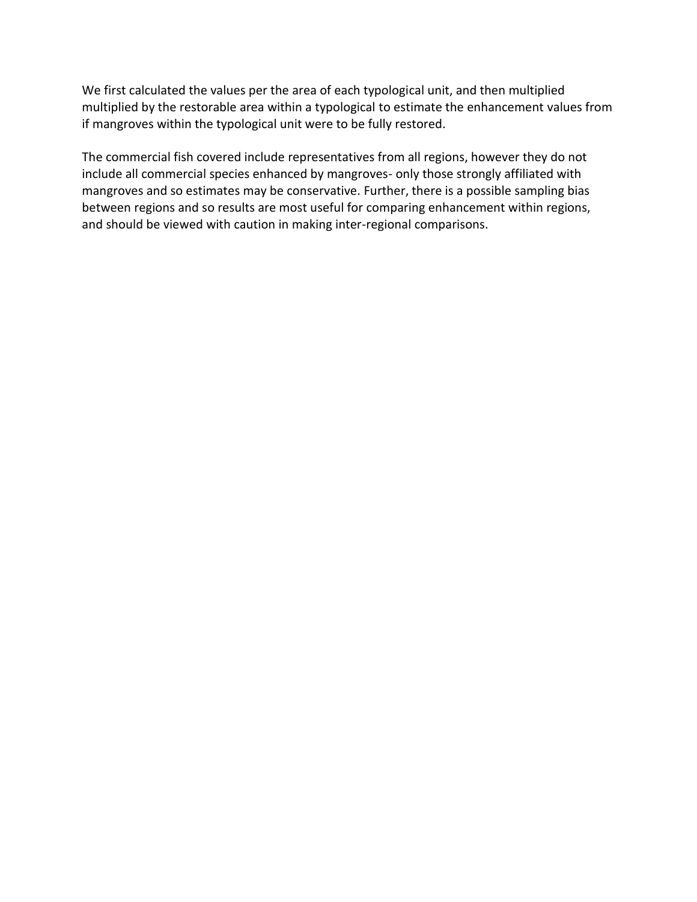We first calculated the values per the area of each typological unit, and then multiplied multiplied by the restorable area within a typological to estimate the enhancement values from if mangroves within the typological unit were to be fully restored.

The commercial fish covered include representatives from all regions, however they do not include all commercial species enhanced by mangroves- only those strongly affiliated with mangroves and so estimates may be conservative. Further, there is a possible sampling bias between regions and so results are most useful for comparing enhancement within regions, and should be viewed with caution in making inter-regional comparisons.